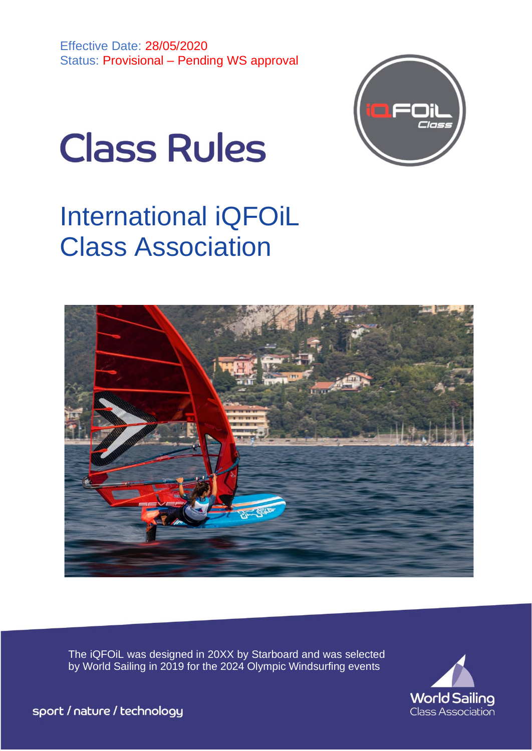Effective Date: 28/05/2020
Status: Provisional – Pending WS approval

# Class Rules

## International iQFOiL Class Association

The iQFOiL was designed in 20XX by Starboard and was selected by World Sailing in 2019 for the 2024 Olympic Windsurfing events

sport / nature / technology

World Sailing Class Association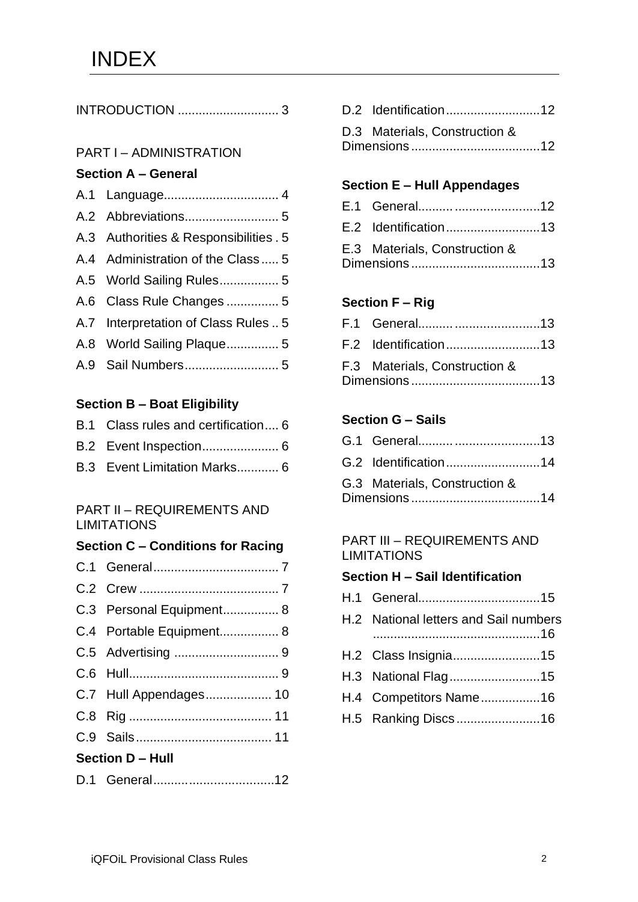# INDEX

INTRODUCTION ............................ 3

PART I – ADMINISTRATION

**Section A – General**

A.1 Language................................ 4
A.2 Abbreviations.......................... 5
A.3 Authorities & Responsibilities . 5
A.4 Administration of the Class ..... 5
A.5 World Sailing Rules................. 5
A.6 Class Rule Changes ............... 5
A.7 Interpretation of Class Rules .. 5
A.8 World Sailing Plaque............... 5
A.9 Sail Numbers........................... 5

**Section B – Boat Eligibility**

B.1 Class rules and certification.... 6
B.2 Event Inspection...................... 6
B.3 Event Limitation Marks............ 6

PART II – REQUIREMENTS AND LIMITATIONS

**Section C – Conditions for Racing**

C.1 General.................................... 7
C.2 Crew ........................................ 7
C.3 Personal Equipment................ 8
C.4 Portable Equipment................. 8
C.5 Advertising .............................. 9
C.6 Hull........................................... 9
C.7 Hull Appendages................... 10
C.8 Rig ......................................... 11
C.9 Sails....................................... 11

**Section D – Hull**

D.1 General...................................12
D.2 Identification...........................12
D.3 Materials, Construction & Dimensions.....................................12

**Section E – Hull Appendages**

E.1 General...................................12
E.2 Identification...........................13
E.3 Materials, Construction & Dimensions.....................................13

**Section F – Rig**

F.1 General...................................13
F.2 Identification...........................13
F.3 Materials, Construction & Dimensions.....................................13

**Section G – Sails**

G.1 General...................................13
G.2 Identification...........................14
G.3 Materials, Construction & Dimensions.....................................14

PART III – REQUIREMENTS AND LIMITATIONS

**Section H – Sail Identification**

H.1 General...................................15
H.2 National letters and Sail numbers ................................................16
H.2 Class Insignia.........................15
H.3 National Flag..........................15
H.4 Competitors Name.................16
H.5 Ranking Discs........................16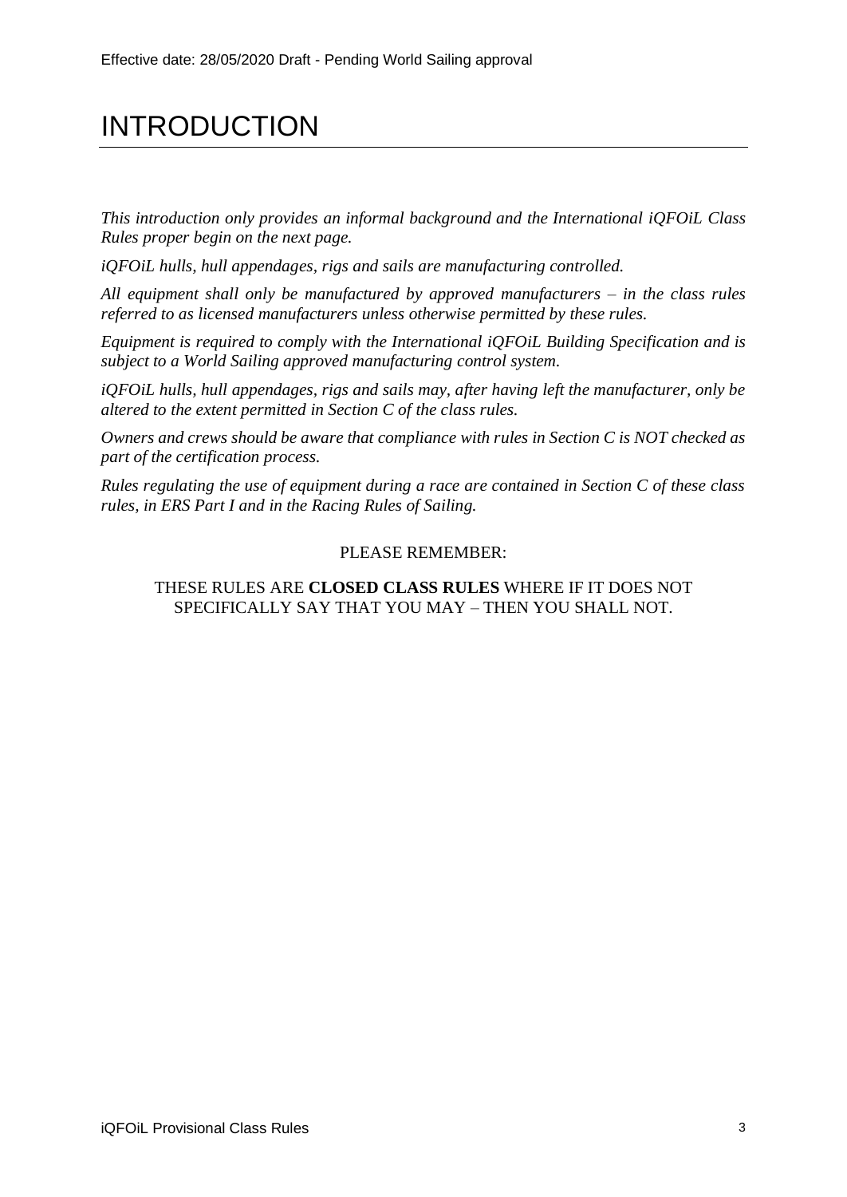Effective date: 28/05/2020 Draft - Pending World Sailing approval

# INTRODUCTION

*This introduction only provides an informal background and the International iQFOiL Class Rules proper begin on the next page.*

*iQFOiL hulls, hull appendages, rigs and sails are manufacturing controlled.*

*All equipment shall only be manufactured by approved manufacturers – in the class rules referred to as licensed manufacturers unless otherwise permitted by these rules.*

*Equipment is required to comply with the International iQFOiL Building Specification and is subject to a World Sailing approved manufacturing control system.*

*iQFOiL hulls, hull appendages, rigs and sails may, after having left the manufacturer, only be altered to the extent permitted in Section C of the class rules.*

*Owners and crews should be aware that compliance with rules in Section C is NOT checked as part of the certification process.*

*Rules regulating the use of equipment during a race are contained in Section C of these class rules, in ERS Part I and in the Racing Rules of Sailing.*

PLEASE REMEMBER:

THESE RULES ARE **CLOSED CLASS RULES** WHERE IF IT DOES NOT SPECIFICALLY SAY THAT YOU MAY – THEN YOU SHALL NOT.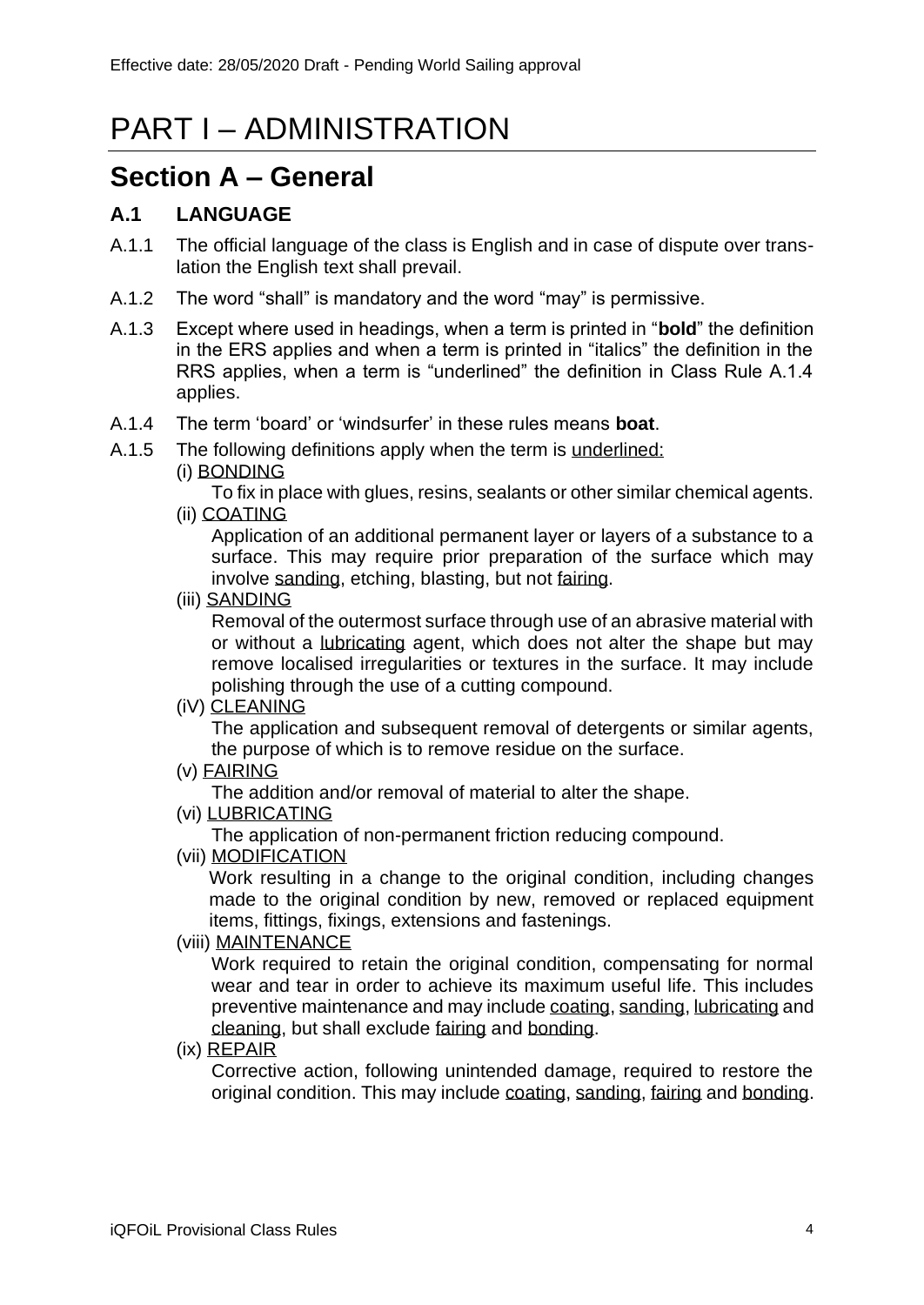Effective date: 28/05/2020 Draft - Pending World Sailing approval

# PART I – ADMINISTRATION

## Section A – General

### A.1 LANGUAGE

A.1.1 The official language of the class is English and in case of dispute over translation the English text shall prevail.

A.1.2 The word "shall" is mandatory and the word "may" is permissive.

A.1.3 Except where used in headings, when a term is printed in "**bold**" the definition in the ERS applies and when a term is printed in "italics" the definition in the RRS applies, when a term is "underlined" the definition in Class Rule A.1.4 applies.

A.1.4 The term 'board' or 'windsurfer' in these rules means **boat**.

A.1.5 The following definitions apply when the term is underlined:

(i) BONDING

To fix in place with glues, resins, sealants or other similar chemical agents.

(ii) COATING

Application of an additional permanent layer or layers of a substance to a surface. This may require prior preparation of the surface which may involve sanding, etching, blasting, but not fairing.

(iii) SANDING

Removal of the outermost surface through use of an abrasive material with or without a lubricating agent, which does not alter the shape but may remove localised irregularities or textures in the surface. It may include polishing through the use of a cutting compound.

(iV) CLEANING

The application and subsequent removal of detergents or similar agents, the purpose of which is to remove residue on the surface.

(v) FAIRING

The addition and/or removal of material to alter the shape.

(vi) LUBRICATING

The application of non-permanent friction reducing compound.

(vii) MODIFICATION

Work resulting in a change to the original condition, including changes made to the original condition by new, removed or replaced equipment items, fittings, fixings, extensions and fastenings.

(viii) MAINTENANCE

Work required to retain the original condition, compensating for normal wear and tear in order to achieve its maximum useful life. This includes preventive maintenance and may include coating, sanding, lubricating and cleaning, but shall exclude fairing and bonding.

(ix) REPAIR

Corrective action, following unintended damage, required to restore the original condition. This may include coating, sanding, fairing and bonding.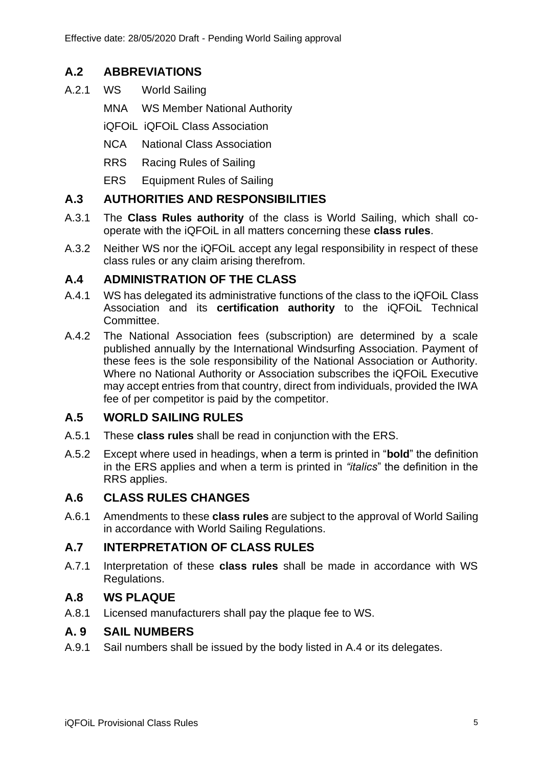## A.2 ABBREVIATIONS

A.2.1 WS World Sailing

MNA WS Member National Authority

iQFOiL iQFOiL Class Association

NCA National Class Association

RRS Racing Rules of Sailing

ERS Equipment Rules of Sailing

## A.3 AUTHORITIES AND RESPONSIBILITIES

A.3.1 The **Class Rules authority** of the class is World Sailing, which shall co-operate with the iQFOiL in all matters concerning these **class rules**.

A.3.2 Neither WS nor the iQFOiL accept any legal responsibility in respect of these class rules or any claim arising therefrom.

## A.4 ADMINISTRATION OF THE CLASS

A.4.1 WS has delegated its administrative functions of the class to the iQFOiL Class Association and its **certification authority** to the iQFOiL Technical Committee.

A.4.2 The National Association fees (subscription) are determined by a scale published annually by the International Windsurfing Association. Payment of these fees is the sole responsibility of the National Association or Authority. Where no National Authority or Association subscribes the iQFOiL Executive may accept entries from that country, direct from individuals, provided the IWA fee of per competitor is paid by the competitor.

## A.5 WORLD SAILING RULES

A.5.1 These **class rules** shall be read in conjunction with the ERS.

A.5.2 Except where used in headings, when a term is printed in "**bold**" the definition in the ERS applies and when a term is printed in *"italics"* the definition in the RRS applies.

## A.6 CLASS RULES CHANGES

A.6.1 Amendments to these **class rules** are subject to the approval of World Sailing in accordance with World Sailing Regulations.

## A.7 INTERPRETATION OF CLASS RULES

A.7.1 Interpretation of these **class rules** shall be made in accordance with WS Regulations.

## A.8 WS PLAQUE

A.8.1 Licensed manufacturers shall pay the plaque fee to WS.

## A. 9 SAIL NUMBERS

A.9.1 Sail numbers shall be issued by the body listed in A.4 or its delegates.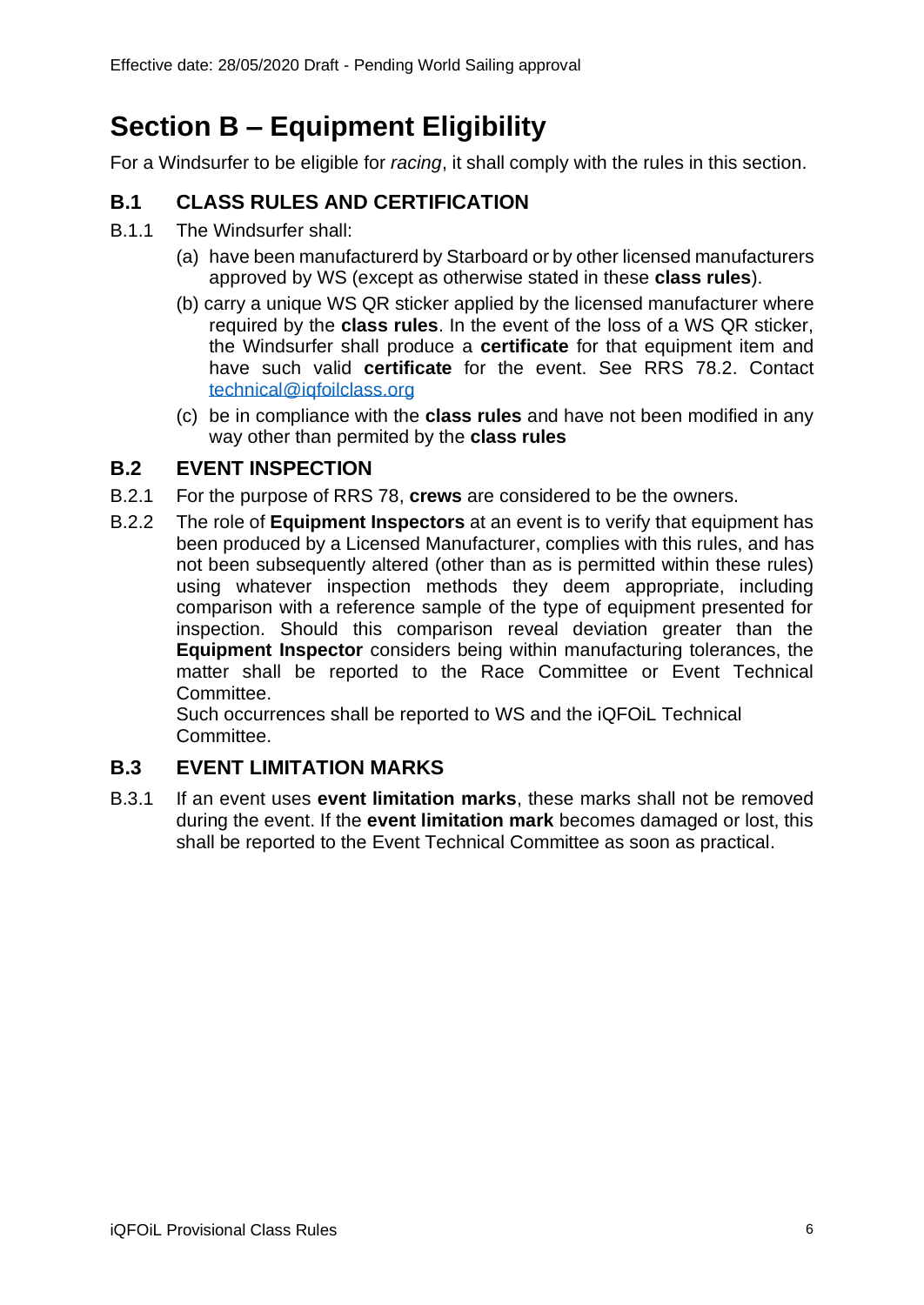# Section B – Equipment Eligibility

For a Windsurfer to be eligible for *racing*, it shall comply with the rules in this section.

## B.1 CLASS RULES AND CERTIFICATION

B.1.1 The Windsurfer shall:

(a) have been manufacturerd by Starboard or by other licensed manufacturers approved by WS (except as otherwise stated in these **class rules**).

(b) carry a unique WS QR sticker applied by the licensed manufacturer where required by the **class rules**. In the event of the loss of a WS QR sticker, the Windsurfer shall produce a **certificate** for that equipment item and have such valid **certificate** for the event. See RRS 78.2. Contact technical@iqfoilclass.org

(c) be in compliance with the **class rules** and have not been modified in any way other than permited by the **class rules**

## B.2 EVENT INSPECTION

B.2.1 For the purpose of RRS 78, **crews** are considered to be the owners.

B.2.2 The role of **Equipment Inspectors** at an event is to verify that equipment has been produced by a Licensed Manufacturer, complies with this rules, and has not been subsequently altered (other than as is permitted within these rules) using whatever inspection methods they deem appropriate, including comparison with a reference sample of the type of equipment presented for inspection. Should this comparison reveal deviation greater than the **Equipment Inspector** considers being within manufacturing tolerances, the matter shall be reported to the Race Committee or Event Technical Committee.

Such occurrences shall be reported to WS and the iQFOiL Technical Committee.

## B.3 EVENT LIMITATION MARKS

B.3.1 If an event uses **event limitation marks**, these marks shall not be removed during the event. If the **event limitation mark** becomes damaged or lost, this shall be reported to the Event Technical Committee as soon as practical.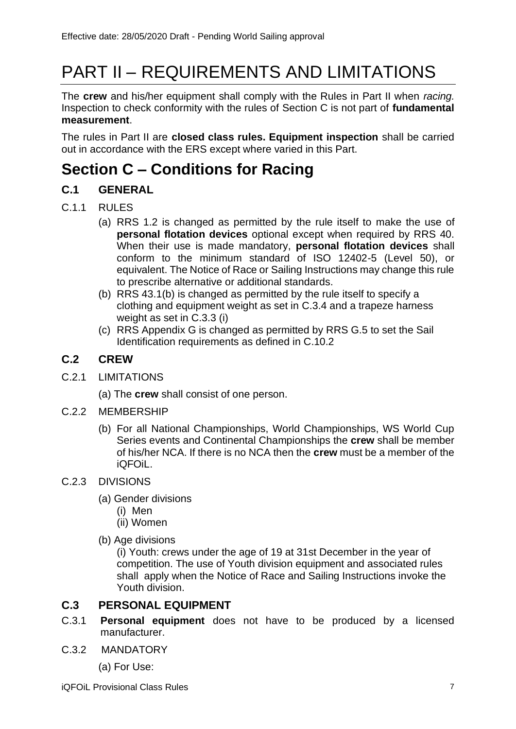# PART II – REQUIREMENTS AND LIMITATIONS

The **crew** and his/her equipment shall comply with the Rules in Part II when *racing.* Inspection to check conformity with the rules of Section C is not part of **fundamental measurement**.

The rules in Part II are **closed class rules. Equipment inspection** shall be carried out in accordance with the ERS except where varied in this Part.

## Section C – Conditions for Racing

### C.1 GENERAL

C.1.1 RULES

(a) RRS 1.2 is changed as permitted by the rule itself to make the use of **personal flotation devices** optional except when required by RRS 40. When their use is made mandatory, **personal flotation devices** shall conform to the minimum standard of ISO 12402-5 (Level 50), or equivalent. The Notice of Race or Sailing Instructions may change this rule to prescribe alternative or additional standards.

(b) RRS 43.1(b) is changed as permitted by the rule itself to specify a clothing and equipment weight as set in C.3.4 and a trapeze harness weight as set in C.3.3 (i)

(c) RRS Appendix G is changed as permitted by RRS G.5 to set the Sail Identification requirements as defined in C.10.2

### C.2 CREW

C.2.1 LIMITATIONS

(a) The **crew** shall consist of one person.

C.2.2 MEMBERSHIP

(b) For all National Championships, World Championships, WS World Cup Series events and Continental Championships the **crew** shall be member of his/her NCA. If there is no NCA then the **crew** must be a member of the iQFOiL.

C.2.3 DIVISIONS

(a) Gender divisions

(i) Men

(ii) Women

(b) Age divisions

(i) Youth: crews under the age of 19 at 31st December in the year of competition. The use of Youth division equipment and associated rules shall apply when the Notice of Race and Sailing Instructions invoke the Youth division.

### C.3 PERSONAL EQUIPMENT

C.3.1 **Personal equipment** does not have to be produced by a licensed manufacturer.

C.3.2 MANDATORY

(a) For Use: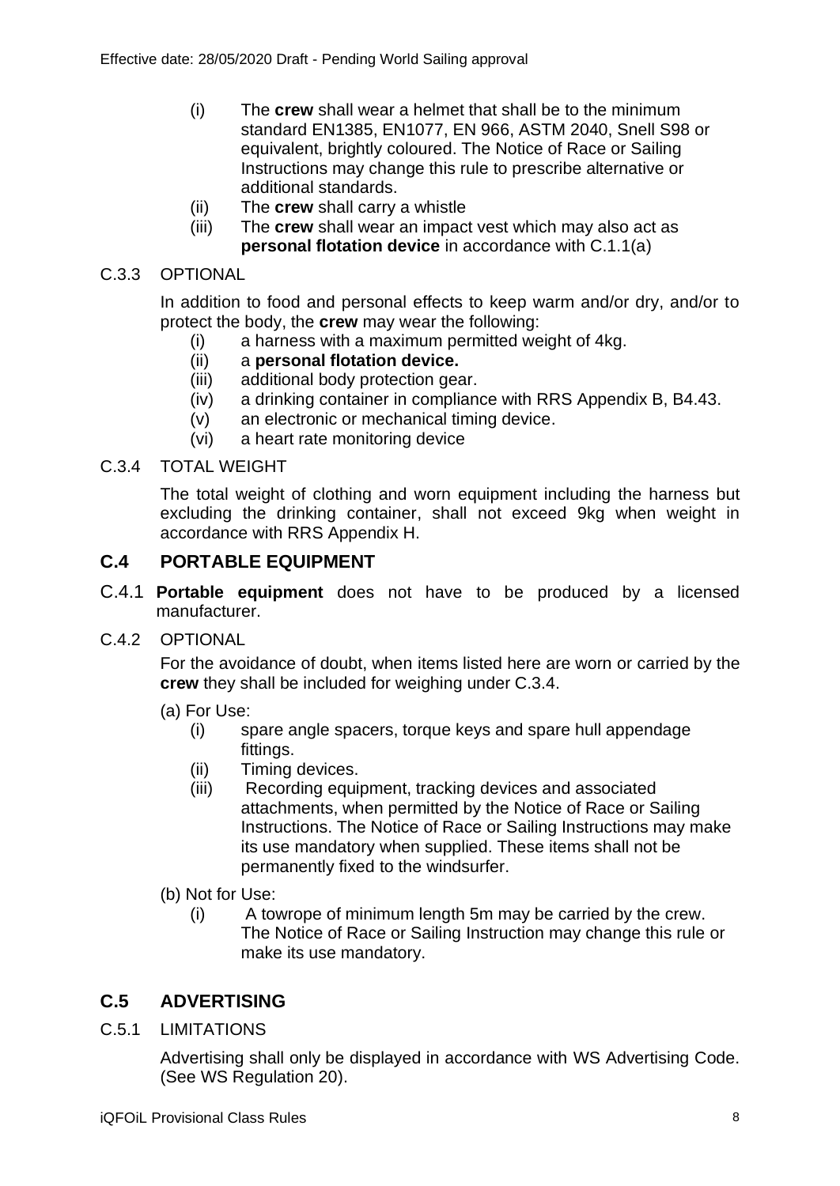(i) The **crew** shall wear a helmet that shall be to the minimum standard EN1385, EN1077, EN 966, ASTM 2040, Snell S98 or equivalent, brightly coloured. The Notice of Race or Sailing Instructions may change this rule to prescribe alternative or additional standards.

(ii) The **crew** shall carry a whistle

(iii) The **crew** shall wear an impact vest which may also act as **personal flotation device** in accordance with C.1.1(a)

C.3.3 OPTIONAL

In addition to food and personal effects to keep warm and/or dry, and/or to protect the body, the **crew** may wear the following:

(i) a harness with a maximum permitted weight of 4kg.

(ii) a **personal flotation device.**

(iii) additional body protection gear.

(iv) a drinking container in compliance with RRS Appendix B, B4.43.

(v) an electronic or mechanical timing device.

(vi) a heart rate monitoring device

C.3.4 TOTAL WEIGHT

The total weight of clothing and worn equipment including the harness but excluding the drinking container, shall not exceed 9kg when weight in accordance with RRS Appendix H.

## C.4 PORTABLE EQUIPMENT

C.4.1 **Portable equipment** does not have to be produced by a licensed manufacturer.

C.4.2 OPTIONAL

For the avoidance of doubt, when items listed here are worn or carried by the **crew** they shall be included for weighing under C.3.4.

(a) For Use:

(i) spare angle spacers, torque keys and spare hull appendage fittings.

(ii) Timing devices.

(iii) Recording equipment, tracking devices and associated attachments, when permitted by the Notice of Race or Sailing Instructions. The Notice of Race or Sailing Instructions may make its use mandatory when supplied. These items shall not be permanently fixed to the windsurfer.

(b) Not for Use:

(i) A towrope of minimum length 5m may be carried by the crew. The Notice of Race or Sailing Instruction may change this rule or make its use mandatory.

## C.5 ADVERTISING

C.5.1 LIMITATIONS

Advertising shall only be displayed in accordance with WS Advertising Code. (See WS Regulation 20).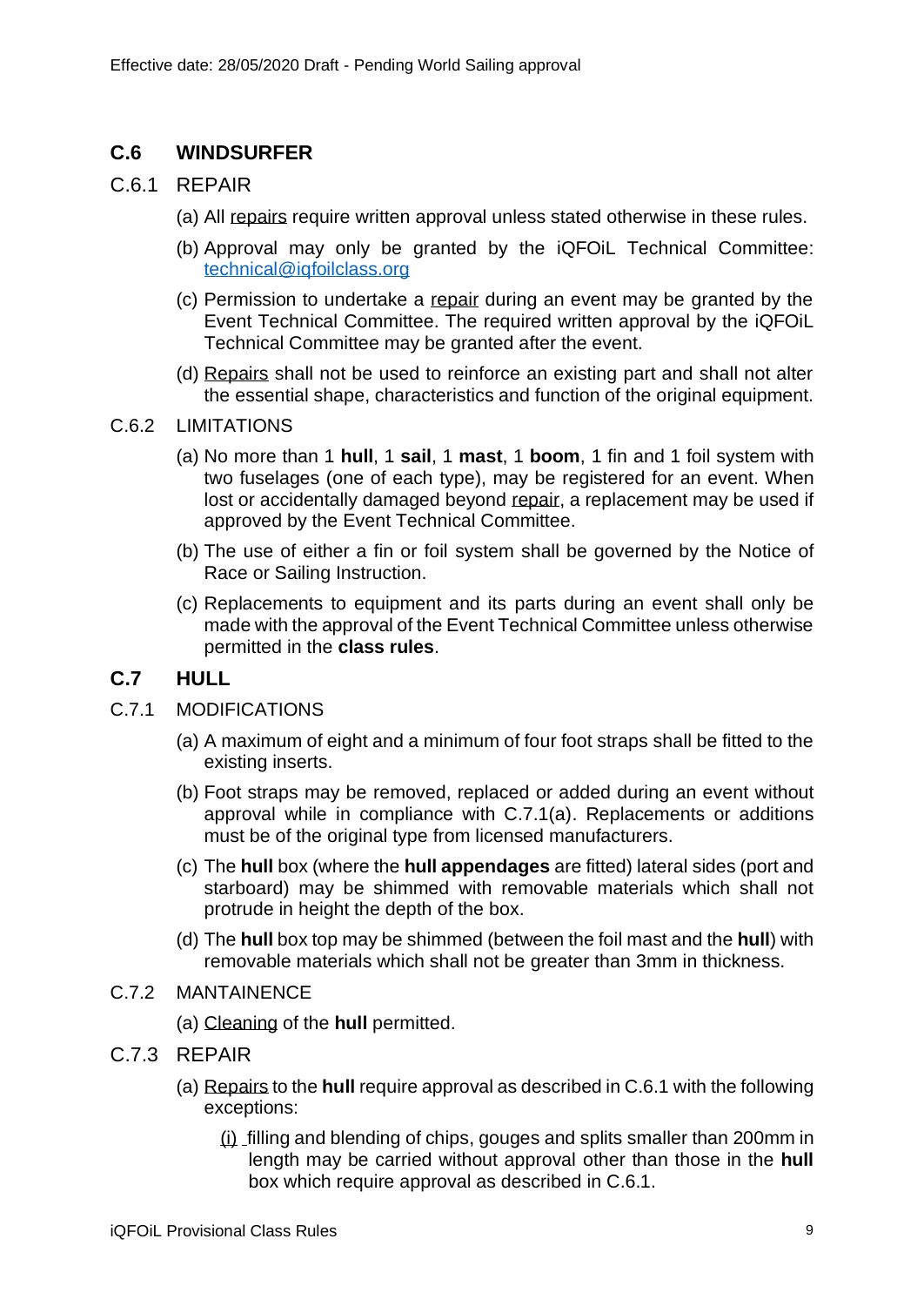## C.6 WINDSURFER

### C.6.1 REPAIR

(a) All repairs require written approval unless stated otherwise in these rules.

(b) Approval may only be granted by the iQFOiL Technical Committee: technical@iqfoilclass.org

(c) Permission to undertake a repair during an event may be granted by the Event Technical Committee. The required written approval by the iQFOiL Technical Committee may be granted after the event.

(d) Repairs shall not be used to reinforce an existing part and shall not alter the essential shape, characteristics and function of the original equipment.

### C.6.2 LIMITATIONS

(a) No more than 1 **hull**, 1 **sail**, 1 **mast**, 1 **boom**, 1 fin and 1 foil system with two fuselages (one of each type), may be registered for an event. When lost or accidentally damaged beyond repair, a replacement may be used if approved by the Event Technical Committee.

(b) The use of either a fin or foil system shall be governed by the Notice of Race or Sailing Instruction.

(c) Replacements to equipment and its parts during an event shall only be made with the approval of the Event Technical Committee unless otherwise permitted in the **class rules**.

## C.7 HULL

### C.7.1 MODIFICATIONS

(a) A maximum of eight and a minimum of four foot straps shall be fitted to the existing inserts.

(b) Foot straps may be removed, replaced or added during an event without approval while in compliance with C.7.1(a). Replacements or additions must be of the original type from licensed manufacturers.

(c) The **hull** box (where the **hull appendages** are fitted) lateral sides (port and starboard) may be shimmed with removable materials which shall not protrude in height the depth of the box.

(d) The **hull** box top may be shimmed (between the foil mast and the **hull**) with removable materials which shall not be greater than 3mm in thickness.

### C.7.2 MANTAINENCE

(a) Cleaning of the **hull** permitted.

### C.7.3 REPAIR

(a) Repairs to the **hull** require approval as described in C.6.1 with the following exceptions:

(i) filling and blending of chips, gouges and splits smaller than 200mm in length may be carried without approval other than those in the **hull** box which require approval as described in C.6.1.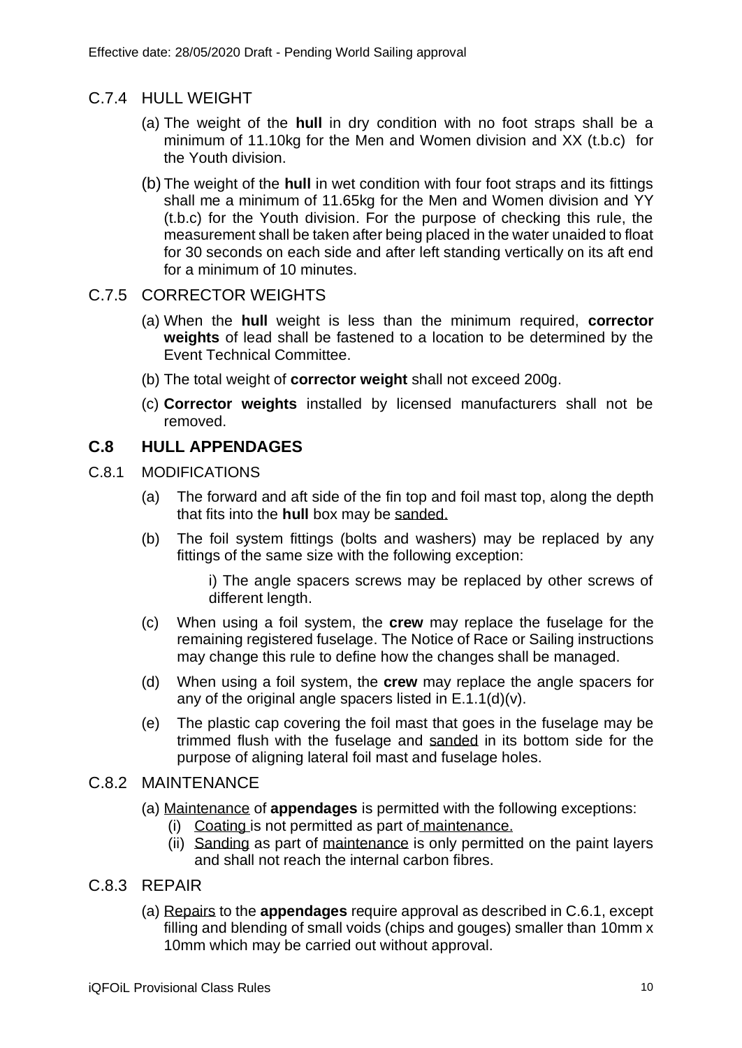### C.7.4 HULL WEIGHT

(a) The weight of the **hull** in dry condition with no foot straps shall be a minimum of 11.10kg for the Men and Women division and XX (t.b.c) for the Youth division.

(b) The weight of the **hull** in wet condition with four foot straps and its fittings shall me a minimum of 11.65kg for the Men and Women division and YY (t.b.c) for the Youth division. For the purpose of checking this rule, the measurement shall be taken after being placed in the water unaided to float for 30 seconds on each side and after left standing vertically on its aft end for a minimum of 10 minutes.

### C.7.5 CORRECTOR WEIGHTS

(a) When the **hull** weight is less than the minimum required, **corrector weights** of lead shall be fastened to a location to be determined by the Event Technical Committee.

(b) The total weight of **corrector weight** shall not exceed 200g.

(c) **Corrector weights** installed by licensed manufacturers shall not be removed.

## C.8 HULL APPENDAGES

### C.8.1 MODIFICATIONS

(a) The forward and aft side of the fin top and foil mast top, along the depth that fits into the **hull** box may be sanded.

(b) The foil system fittings (bolts and washers) may be replaced by any fittings of the same size with the following exception:

i) The angle spacers screws may be replaced by other screws of different length.

(c) When using a foil system, the **crew** may replace the fuselage for the remaining registered fuselage. The Notice of Race or Sailing instructions may change this rule to define how the changes shall be managed.

(d) When using a foil system, the **crew** may replace the angle spacers for any of the original angle spacers listed in E.1.1(d)(v).

(e) The plastic cap covering the foil mast that goes in the fuselage may be trimmed flush with the fuselage and sanded in its bottom side for the purpose of aligning lateral foil mast and fuselage holes.

### C.8.2 MAINTENANCE

(a) Maintenance of **appendages** is permitted with the following exceptions:

(i) Coating is not permitted as part of maintenance.

(ii) Sanding as part of maintenance is only permitted on the paint layers and shall not reach the internal carbon fibres.

### C.8.3 REPAIR

(a) Repairs to the **appendages** require approval as described in C.6.1, except filling and blending of small voids (chips and gouges) smaller than 10mm x 10mm which may be carried out without approval.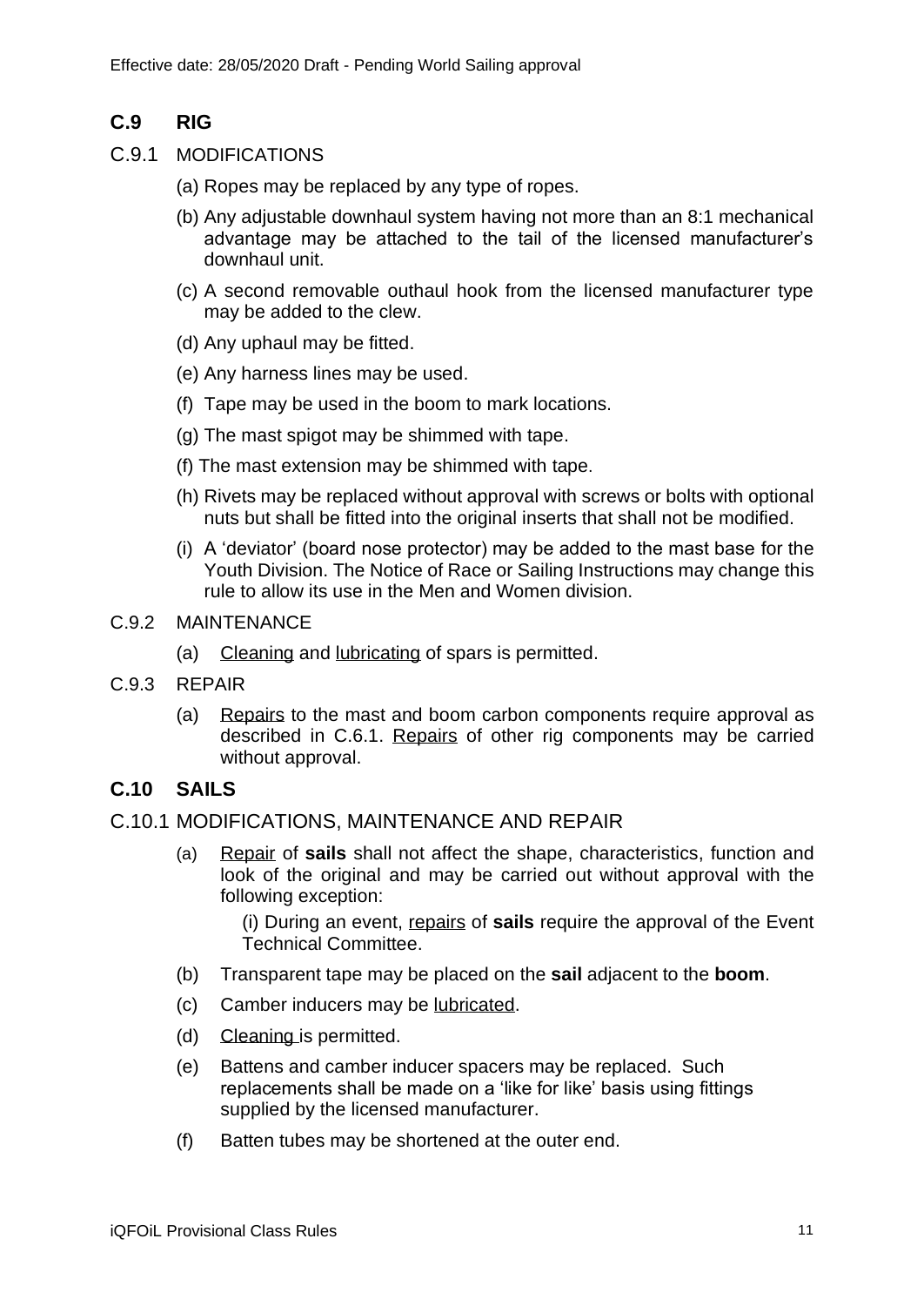## C.9 RIG

C.9.1 MODIFICATIONS

(a) Ropes may be replaced by any type of ropes.

(b) Any adjustable downhaul system having not more than an 8:1 mechanical advantage may be attached to the tail of the licensed manufacturer's downhaul unit.

(c) A second removable outhaul hook from the licensed manufacturer type may be added to the clew.

(d) Any uphaul may be fitted.

(e) Any harness lines may be used.

(f) Tape may be used in the boom to mark locations.

(g) The mast spigot may be shimmed with tape.

(f) The mast extension may be shimmed with tape.

(h) Rivets may be replaced without approval with screws or bolts with optional nuts but shall be fitted into the original inserts that shall not be modified.

(i) A 'deviator' (board nose protector) may be added to the mast base for the Youth Division. The Notice of Race or Sailing Instructions may change this rule to allow its use in the Men and Women division.

C.9.2 MAINTENANCE

(a) Cleaning and lubricating of spars is permitted.

C.9.3 REPAIR

(a) Repairs to the mast and boom carbon components require approval as described in C.6.1. Repairs of other rig components may be carried without approval.

## C.10 SAILS

C.10.1 MODIFICATIONS, MAINTENANCE AND REPAIR

(a) Repair of **sails** shall not affect the shape, characteristics, function and look of the original and may be carried out without approval with the following exception:

(i) During an event, repairs of **sails** require the approval of the Event Technical Committee.

(b) Transparent tape may be placed on the **sail** adjacent to the **boom**.

(c) Camber inducers may be lubricated.

(d) Cleaning is permitted.

(e) Battens and camber inducer spacers may be replaced. Such replacements shall be made on a 'like for like' basis using fittings supplied by the licensed manufacturer.

(f) Batten tubes may be shortened at the outer end.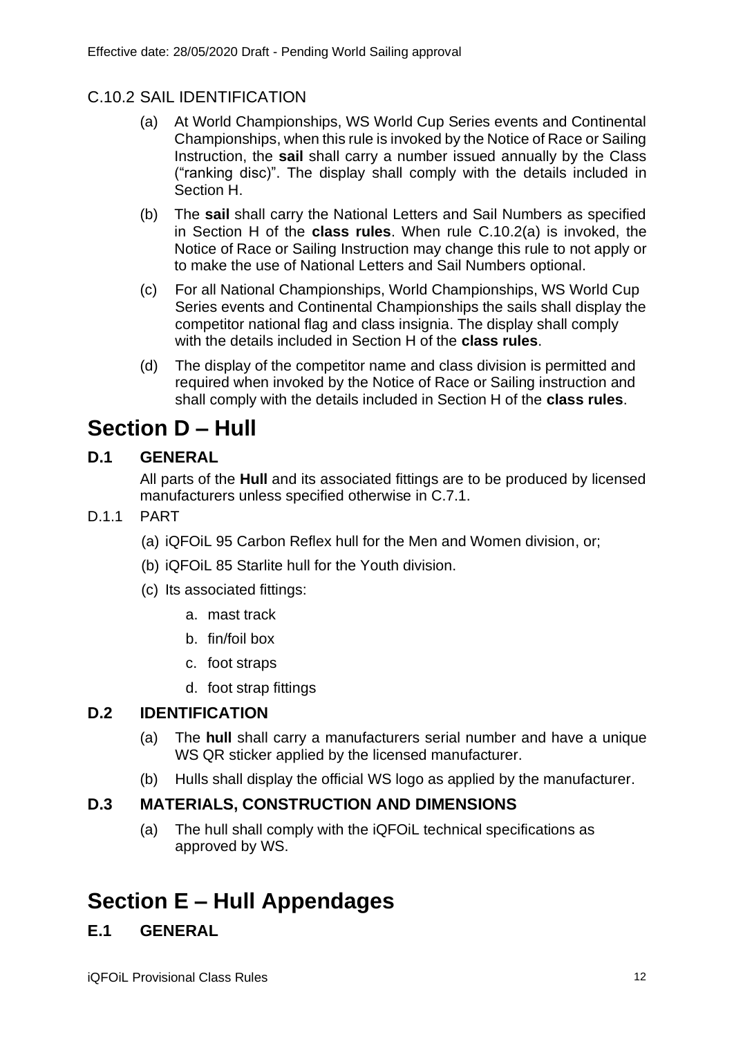### C.10.2 SAIL IDENTIFICATION

(a) At World Championships, WS World Cup Series events and Continental Championships, when this rule is invoked by the Notice of Race or Sailing Instruction, the **sail** shall carry a number issued annually by the Class ("ranking disc)". The display shall comply with the details included in Section H.

(b) The **sail** shall carry the National Letters and Sail Numbers as specified in Section H of the **class rules**. When rule C.10.2(a) is invoked, the Notice of Race or Sailing Instruction may change this rule to not apply or to make the use of National Letters and Sail Numbers optional.

(c) For all National Championships, World Championships, WS World Cup Series events and Continental Championships the sails shall display the competitor national flag and class insignia. The display shall comply with the details included in Section H of the **class rules**.

(d) The display of the competitor name and class division is permitted and required when invoked by the Notice of Race or Sailing instruction and shall comply with the details included in Section H of the **class rules**.

# Section D – Hull

## D.1 GENERAL

All parts of the **Hull** and its associated fittings are to be produced by licensed manufacturers unless specified otherwise in C.7.1.

### D.1.1 PART

(a) iQFOiL 95 Carbon Reflex hull for the Men and Women division, or;

(b) iQFOiL 85 Starlite hull for the Youth division.

(c) Its associated fittings:

a. mast track

b. fin/foil box

c. foot straps

d. foot strap fittings

## D.2 IDENTIFICATION

(a) The **hull** shall carry a manufacturers serial number and have a unique WS QR sticker applied by the licensed manufacturer.

(b) Hulls shall display the official WS logo as applied by the manufacturer.

## D.3 MATERIALS, CONSTRUCTION AND DIMENSIONS

(a) The hull shall comply with the iQFOiL technical specifications as approved by WS.

# Section E – Hull Appendages

## E.1 GENERAL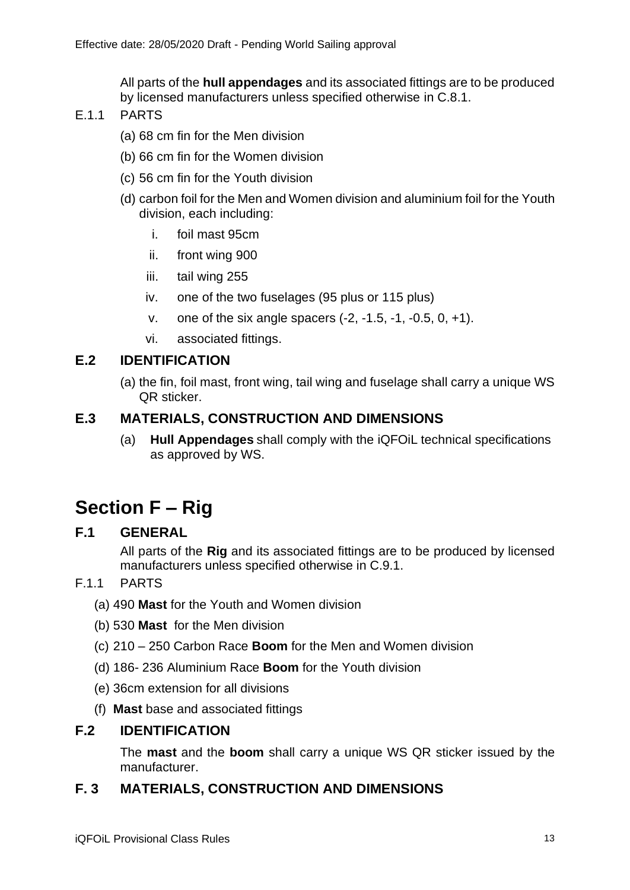All parts of the **hull appendages** and its associated fittings are to be produced by licensed manufacturers unless specified otherwise in C.8.1.

E.1.1 PARTS

(a) 68 cm fin for the Men division

(b) 66 cm fin for the Women division

(c) 56 cm fin for the Youth division

(d) carbon foil for the Men and Women division and aluminium foil for the Youth division, each including:

  i. foil mast 95cm

  ii. front wing 900

  iii. tail wing 255

  iv. one of the two fuselages (95 plus or 115 plus)

  v. one of the six angle spacers (-2, -1.5, -1, -0.5, 0, +1).

  vi. associated fittings.

## E.2 IDENTIFICATION

(a) the fin, foil mast, front wing, tail wing and fuselage shall carry a unique WS QR sticker.

## E.3 MATERIALS, CONSTRUCTION AND DIMENSIONS

(a) **Hull Appendages** shall comply with the iQFOiL technical specifications as approved by WS.

# Section F – Rig

## F.1 GENERAL

All parts of the **Rig** and its associated fittings are to be produced by licensed manufacturers unless specified otherwise in C.9.1.

F.1.1 PARTS

(a) 490 **Mast** for the Youth and Women division

(b) 530 **Mast** for the Men division

(c) 210 – 250 Carbon Race **Boom** for the Men and Women division

(d) 186- 236 Aluminium Race **Boom** for the Youth division

(e) 36cm extension for all divisions

(f) **Mast** base and associated fittings

## F.2 IDENTIFICATION

The **mast** and the **boom** shall carry a unique WS QR sticker issued by the manufacturer.

## F. 3 MATERIALS, CONSTRUCTION AND DIMENSIONS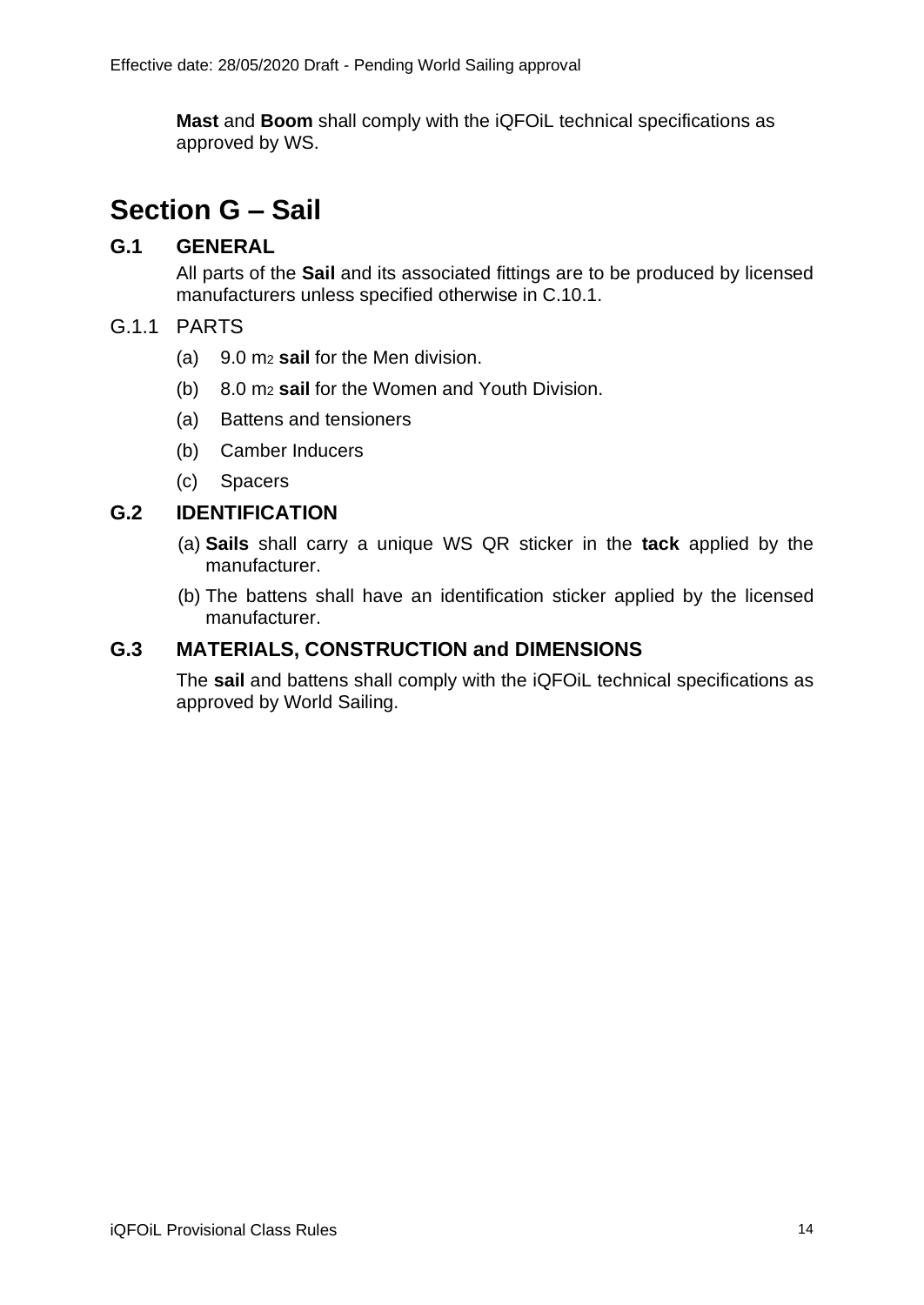**Mast** and **Boom** shall comply with the iQFOiL technical specifications as approved by WS.

# Section G – Sail

## G.1 GENERAL

All parts of the **Sail** and its associated fittings are to be produced by licensed manufacturers unless specified otherwise in C.10.1.

### G.1.1 PARTS

(a) 9.0 $m^2$ **sail** for the Men division.

(b) 8.0 $m^2$ **sail** for the Women and Youth Division.

(a) Battens and tensioners

(b) Camber Inducers

(c) Spacers

## G.2 IDENTIFICATION

(a) **Sails** shall carry a unique WS QR sticker in the **tack** applied by the manufacturer.

(b) The battens shall have an identification sticker applied by the licensed manufacturer.

## G.3 MATERIALS, CONSTRUCTION and DIMENSIONS

The **sail** and battens shall comply with the iQFOiL technical specifications as approved by World Sailing.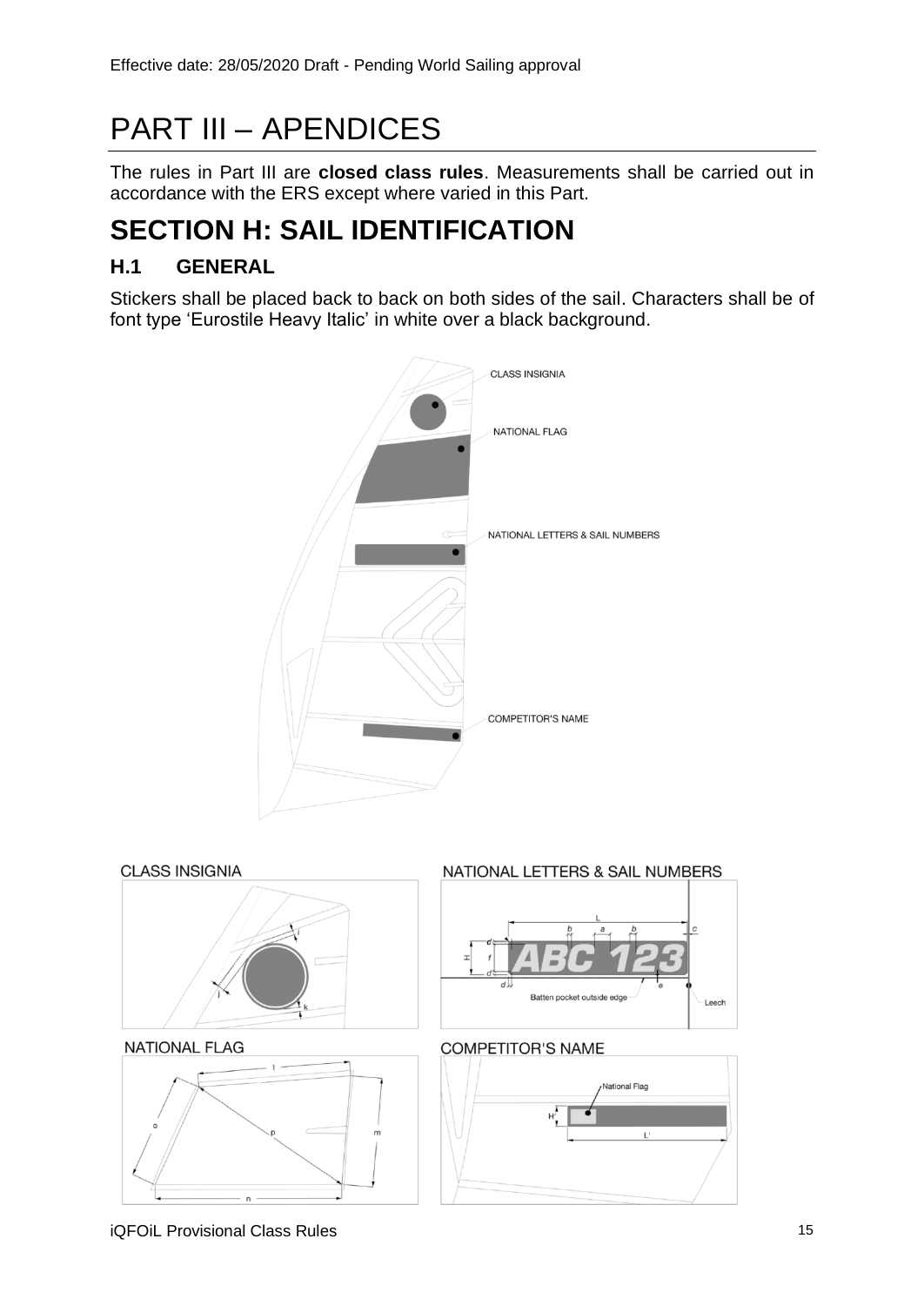# PART III – APENDICES

The rules in Part III are **closed class rules**. Measurements shall be carried out in accordance with the ERS except where varied in this Part.

## SECTION H: SAIL IDENTIFICATION

### H.1 GENERAL

Stickers shall be placed back to back on both sides of the sail. Characters shall be of font type 'Eurostile Heavy Italic' in white over a black background.

CLASS INSIGNIA

NATIONAL FLAG

NATIONAL LETTERS & SAIL NUMBERS

COMPETITOR'S NAME

CLASS INSIGNIA

NATIONAL LETTERS & SAIL NUMBERS

Batten pocket outside edge

Leech

NATIONAL FLAG

COMPETITOR'S NAME

National Flag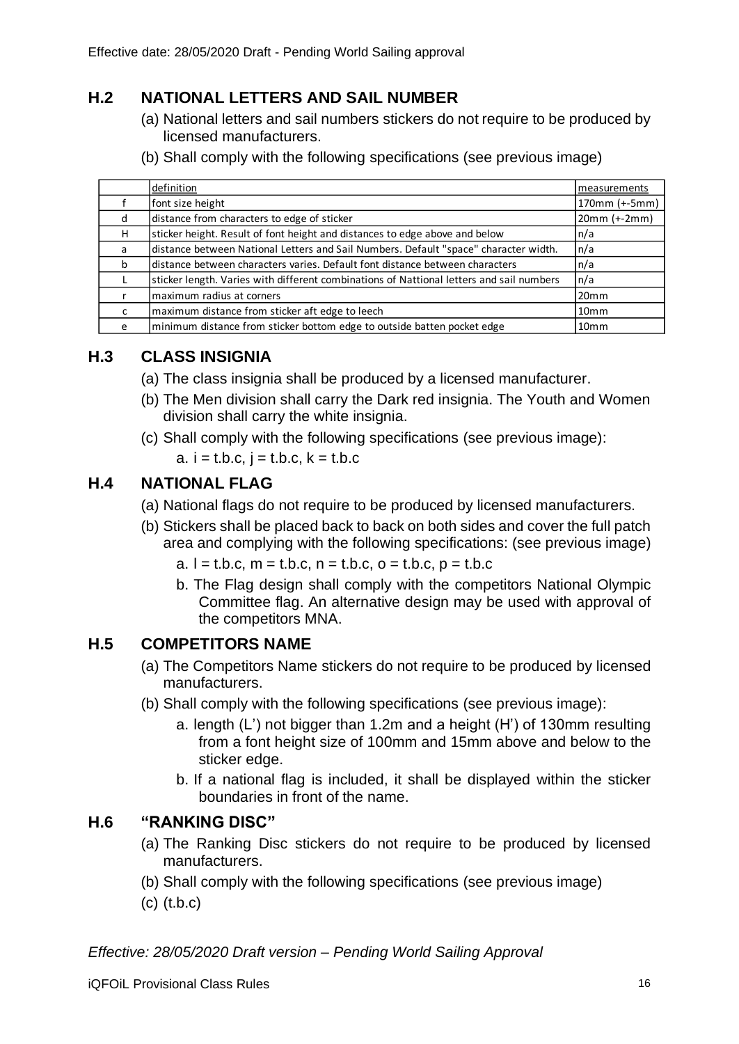## H.2 NATIONAL LETTERS AND SAIL NUMBER

(a) National letters and sail numbers stickers do not require to be produced by licensed manufacturers.

(b) Shall comply with the following specifications (see previous image)

| | definition | measurements |
|---|---|---|
| f | font size height | 170mm (+-5mm) |
| d | distance from characters to edge of sticker | 20mm (+-2mm) |
| H | sticker height. Result of font height and distances to edge above and below | n/a |
| a | distance between National Letters and Sail Numbers. Default "space" character width. | n/a |
| b | distance between characters varies. Default font distance between characters | n/a |
| L | sticker length. Varies with different combinations of Nattional letters and sail numbers | n/a |
| r | maximum radius at corners | 20mm |
| c | maximum distance from sticker aft edge to leech | 10mm |
| e | minimum distance from sticker bottom edge to outside batten pocket edge | 10mm |

## H.3 CLASS INSIGNIA

(a) The class insignia shall be produced by a licensed manufacturer.

(b) The Men division shall carry the Dark red insignia. The Youth and Women division shall carry the white insignia.

(c) Shall comply with the following specifications (see previous image):

a. i = t.b.c, j = t.b.c, k = t.b.c

## H.4 NATIONAL FLAG

(a) National flags do not require to be produced by licensed manufacturers.

(b) Stickers shall be placed back to back on both sides and cover the full patch area and complying with the following specifications: (see previous image)

a. l = t.b.c, m = t.b.c, n = t.b.c, o = t.b.c, p = t.b.c

b. The Flag design shall comply with the competitors National Olympic Committee flag. An alternative design may be used with approval of the competitors MNA.

## H.5 COMPETITORS NAME

(a) The Competitors Name stickers do not require to be produced by licensed manufacturers.

(b) Shall comply with the following specifications (see previous image):

a. length (L') not bigger than 1.2m and a height (H') of 130mm resulting from a font height size of 100mm and 15mm above and below to the sticker edge.

b. If a national flag is included, it shall be displayed within the sticker boundaries in front of the name.

## H.6 "RANKING DISC"

(a) The Ranking Disc stickers do not require to be produced by licensed manufacturers.

(b) Shall comply with the following specifications (see previous image)

(c) (t.b.c)